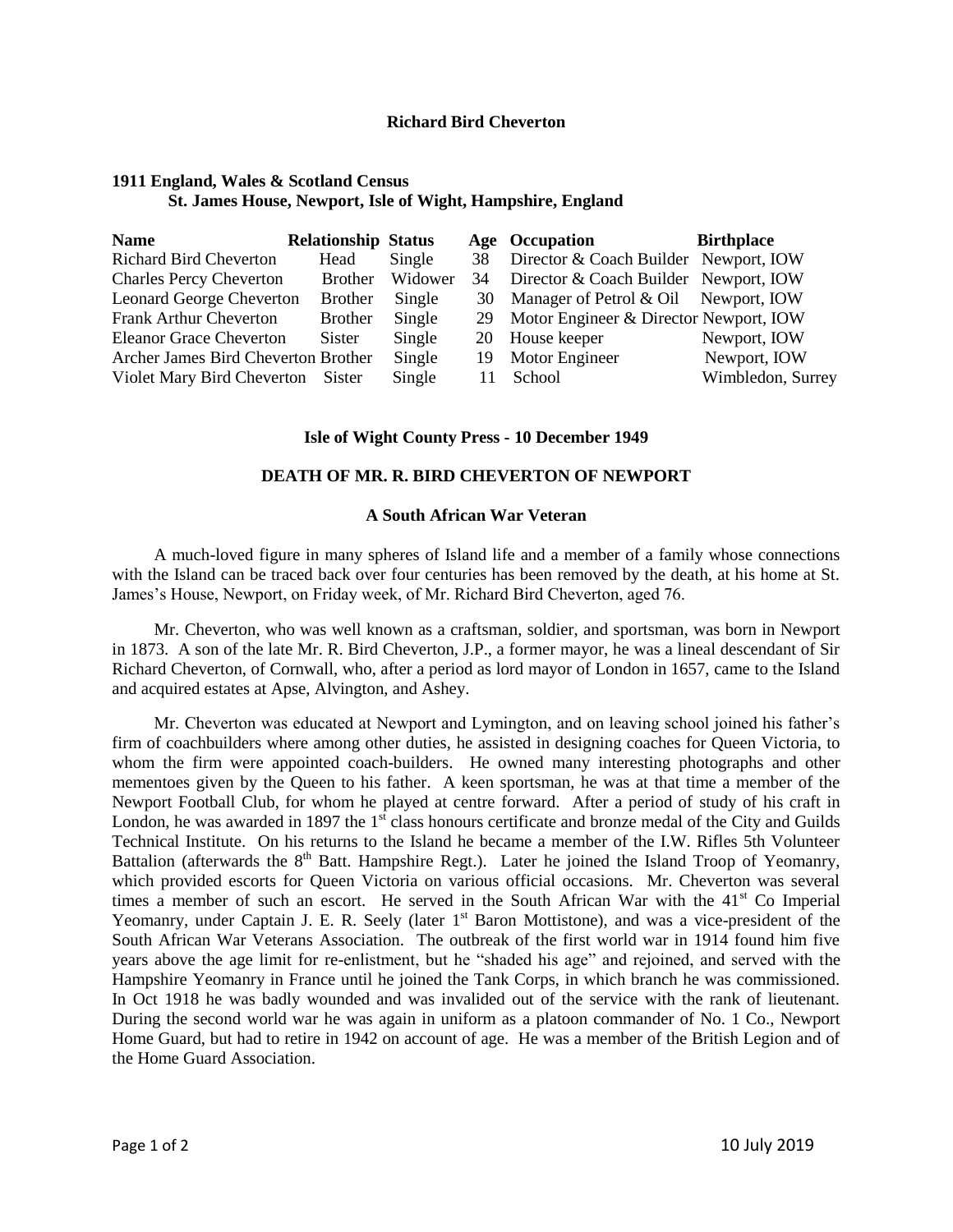# Richard Bird Cheverton

## 1911 England, Wales & Scotland Census
### St. James House, Newport, Isle of Wight, Hampshire, England

| Name | Relationship | Status | Age | Occupation | Birthplace |
|---|---|---|---|---|---|
| Richard Bird Cheverton | Head | Single | 38 | Director & Coach Builder | Newport, IOW |
| Charles Percy Cheverton | Brother | Widower | 34 | Director & Coach Builder | Newport, IOW |
| Leonard George Cheverton | Brother | Single | 30 | Manager of Petrol & Oil | Newport, IOW |
| Frank Arthur Cheverton | Brother | Single | 29 | Motor Engineer & Director | Newport, IOW |
| Eleanor Grace Cheverton | Sister | Single | 20 | House keeper | Newport, IOW |
| Archer James Bird Cheverton | Brother | Single | 19 | Motor Engineer | Newport, IOW |
| Violet Mary Bird Cheverton | Sister | Single | 11 | School | Wimbledon, Surrey |

## Isle of Wight County Press - 10 December 1949

### DEATH OF MR. R. BIRD CHEVERTON OF NEWPORT

### A South African War Veteran

A much-loved figure in many spheres of Island life and a member of a family whose connections with the Island can be traced back over four centuries has been removed by the death, at his home at St. James's House, Newport, on Friday week, of Mr. Richard Bird Cheverton, aged 76.

Mr. Cheverton, who was well known as a craftsman, soldier, and sportsman, was born in Newport in 1873. A son of the late Mr. R. Bird Cheverton, J.P., a former mayor, he was a lineal descendant of Sir Richard Cheverton, of Cornwall, who, after a period as lord mayor of London in 1657, came to the Island and acquired estates at Apse, Alvington, and Ashey.

Mr. Cheverton was educated at Newport and Lymington, and on leaving school joined his father's firm of coachbuilders where among other duties, he assisted in designing coaches for Queen Victoria, to whom the firm were appointed coach-builders. He owned many interesting photographs and other mementoes given by the Queen to his father. A keen sportsman, he was at that time a member of the Newport Football Club, for whom he played at centre forward. After a period of study of his craft in London, he was awarded in 1897 the 1st class honours certificate and bronze medal of the City and Guilds Technical Institute. On his returns to the Island he became a member of the I.W. Rifles 5th Volunteer Battalion (afterwards the 8th Batt. Hampshire Regt.). Later he joined the Island Troop of Yeomanry, which provided escorts for Queen Victoria on various official occasions. Mr. Cheverton was several times a member of such an escort. He served in the South African War with the 41st Co Imperial Yeomanry, under Captain J. E. R. Seely (later 1st Baron Mottistone), and was a vice-president of the South African War Veterans Association. The outbreak of the first world war in 1914 found him five years above the age limit for re-enlistment, but he "shaded his age" and rejoined, and served with the Hampshire Yeomanry in France until he joined the Tank Corps, in which branch he was commissioned. In Oct 1918 he was badly wounded and was invalided out of the service with the rank of lieutenant. During the second world war he was again in uniform as a platoon commander of No. 1 Co., Newport Home Guard, but had to retire in 1942 on account of age. He was a member of the British Legion and of the Home Guard Association.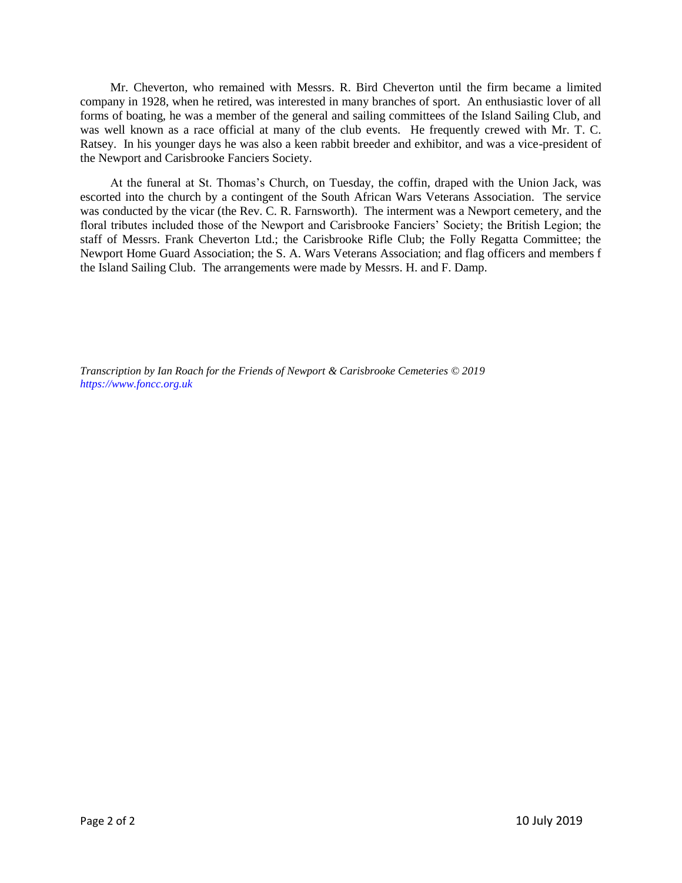Mr. Cheverton, who remained with Messrs. R. Bird Cheverton until the firm became a limited company in 1928, when he retired, was interested in many branches of sport. An enthusiastic lover of all forms of boating, he was a member of the general and sailing committees of the Island Sailing Club, and was well known as a race official at many of the club events. He frequently crewed with Mr. T. C. Ratsey. In his younger days he was also a keen rabbit breeder and exhibitor, and was a vice-president of the Newport and Carisbrooke Fanciers Society.

At the funeral at St. Thomas's Church, on Tuesday, the coffin, draped with the Union Jack, was escorted into the church by a contingent of the South African Wars Veterans Association. The service was conducted by the vicar (the Rev. C. R. Farnsworth). The interment was a Newport cemetery, and the floral tributes included those of the Newport and Carisbrooke Fanciers' Society; the British Legion; the staff of Messrs. Frank Cheverton Ltd.; the Carisbrooke Rifle Club; the Folly Regatta Committee; the Newport Home Guard Association; the S. A. Wars Veterans Association; and flag officers and members f the Island Sailing Club. The arrangements were made by Messrs. H. and F. Damp.

*Transcription by Ian Roach for the Friends of Newport & Carisbrooke Cemeteries © 2019*
*https://www.foncc.org.uk*

10 July 2019